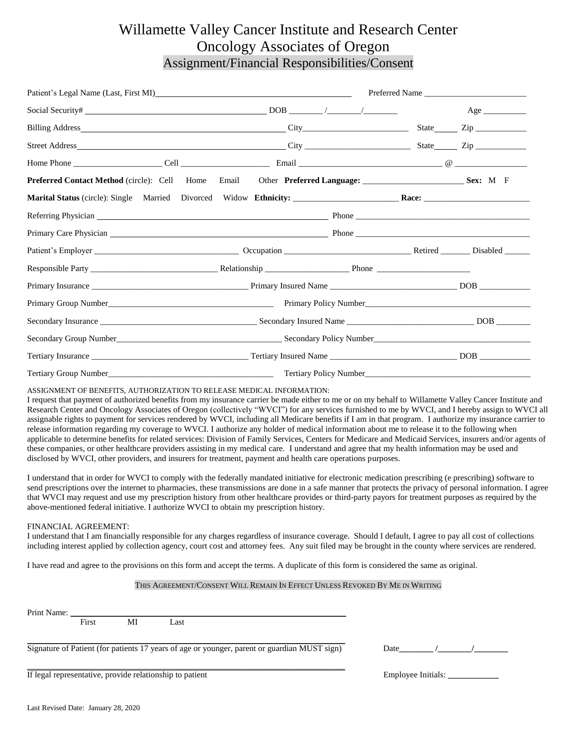# Willamette Valley Cancer Institute and Research Center
## Oncology Associates of Oregon
### Assignment/Financial Responsibilities/Consent

Patient's Legal Name (Last, First MI)______________________________ Preferred Name ________________________

Social Security# ______________________________ DOB ________ /________/________ Age __________

Billing Address______________________________ City________________________ State______ Zip ____________

Street Address______________________________ City ________________________ State______ Zip ____________

Home Phone ____________________ Cell ____________________ Email ________________________________ @ ________________

**Preferred Contact Method** (circle): Cell Home Email Other **Preferred Language:** ________________________ **Sex:** M F

**Marital Status** (circle): Single Married Divorced Widow **Ethnicity:** ________________________ **Race:** ________________________

Referring Physician ______________________________ Phone ________________________________________

Primary Care Physician ______________________________ Phone ________________________________________

Patient's Employer ________________________________ Occupation ______________________________ Retired _______ Disabled ______

Responsible Party ____________________________ Relationship ___________________ Phone _____________________

Primary Insurance ___________________________________ Primary Insured Name _____________________________ DOB ____________

Primary Group Number_______________________________________ Primary Policy Number_______________________________________

Secondary Insurance ___________________________________ Secondary Insured Name _____________________________ DOB ________

Secondary Group Number_______________________________________ Secondary Policy Number_____________________________________

Tertiary Insurance ___________________________________ Tertiary Insured Name _____________________________ DOB ____________

Tertiary Group Number_______________________________________ Tertiary Policy Number_______________________________________

ASSIGNMENT OF BENEFITS, AUTHORIZATION TO RELEASE MEDICAL INFORMATION:

I request that payment of authorized benefits from my insurance carrier be made either to me or on my behalf to Willamette Valley Cancer Institute and Research Center and Oncology Associates of Oregon (collectively "WVCI") for any services furnished to me by WVCI, and I hereby assign to WVCI all assignable rights to payment for services rendered by WVCI, including all Medicare benefits if I am in that program. I authorize my insurance carrier to release information regarding my coverage to WVCI. I authorize any holder of medical information about me to release it to the following when applicable to determine benefits for related services: Division of Family Services, Centers for Medicare and Medicaid Services, insurers and/or agents of these companies, or other healthcare providers assisting in my medical care. I understand and agree that my health information may be used and disclosed by WVCI, other providers, and insurers for treatment, payment and health care operations purposes.

I understand that in order for WVCI to comply with the federally mandated initiative for electronic medication prescribing (e prescribing) software to send prescriptions over the internet to pharmacies, these transmissions are done in a safe manner that protects the privacy of personal information. I agree that WVCI may request and use my prescription history from other healthcare provides or third-party payors for treatment purposes as required by the above-mentioned federal initiative. I authorize WVCI to obtain my prescription history.

FINANCIAL AGREEMENT:

I understand that I am financially responsible for any charges regardless of insurance coverage. Should I default, I agree to pay all cost of collections including interest applied by collection agency, court cost and attorney fees. Any suit filed may be brought in the county where services are rendered.

I have read and agree to the provisions on this form and accept the terms. A duplicate of this form is considered the same as original.

THIS AGREEMENT/CONSENT WILL REMAIN IN EFFECT UNLESS REVOKED BY ME IN WRITING

Print Name: ____________________________________________
First MI Last

____________________________________________
Signature of Patient (for patients 17 years of age or younger, parent or guardian MUST sign) Date________ /________/________

____________________________________________
If legal representative, provide relationship to patient Employee Initials: ____________

Last Revised Date: January 28, 2020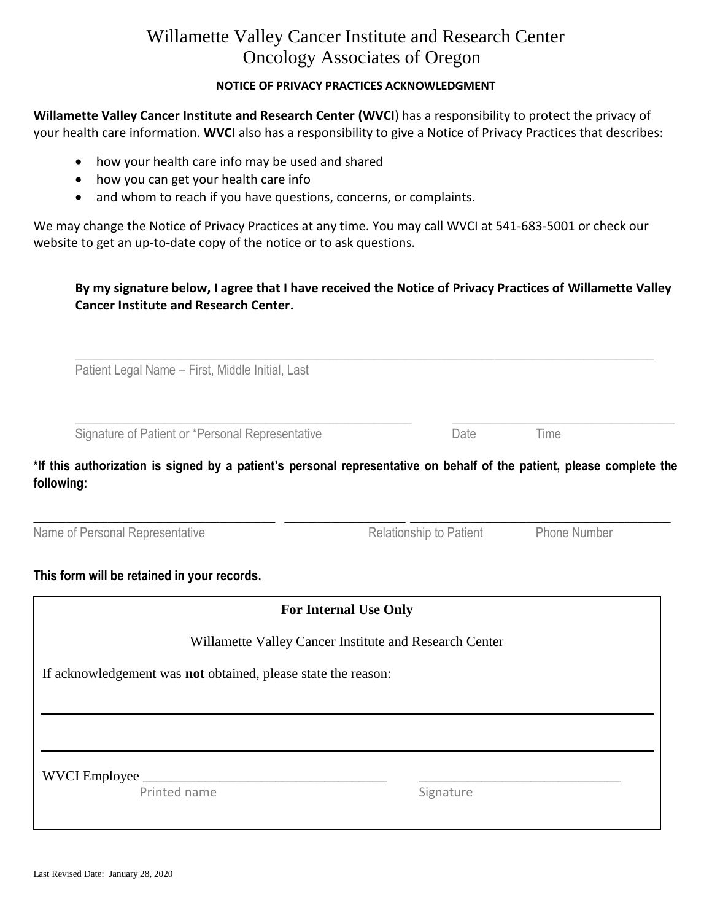# Willamette Valley Cancer Institute and Research Center
## Oncology Associates of Oregon

**NOTICE OF PRIVACY PRACTICES ACKNOWLEDGMENT**

**Willamette Valley Cancer Institute and Research Center (WVCI**) has a responsibility to protect the privacy of your health care information. **WVCI** also has a responsibility to give a Notice of Privacy Practices that describes:

- how your health care info may be used and shared
- how you can get your health care info
- and whom to reach if you have questions, concerns, or complaints.

We may change the Notice of Privacy Practices at any time. You may call WVCI at 541-683-5001 or check our website to get an up-to-date copy of the notice or to ask questions.

**By my signature below, I agree that I have received the Notice of Privacy Practices of Willamette Valley Cancer Institute and Research Center.**

_______________________________________________
Patient Legal Name – First, Middle Initial, Last

_______________________________ _______________________
Signature of Patient or *Personal Representative Date Time

**\*If this authorization is signed by a patient's personal representative on behalf of the patient, please complete the following:**

_______________________ _______________ _______________________
Name of Personal Representative Relationship to Patient Phone Number

**This form will be retained in your records.**

**For Internal Use Only**

Willamette Valley Cancer Institute and Research Center

If acknowledgement was **not** obtained, please state the reason:

_______________________________________________

_______________________________________________

WVCI Employee ___________________________ ___________________________
Printed name Signature

Last Revised Date: January 28, 2020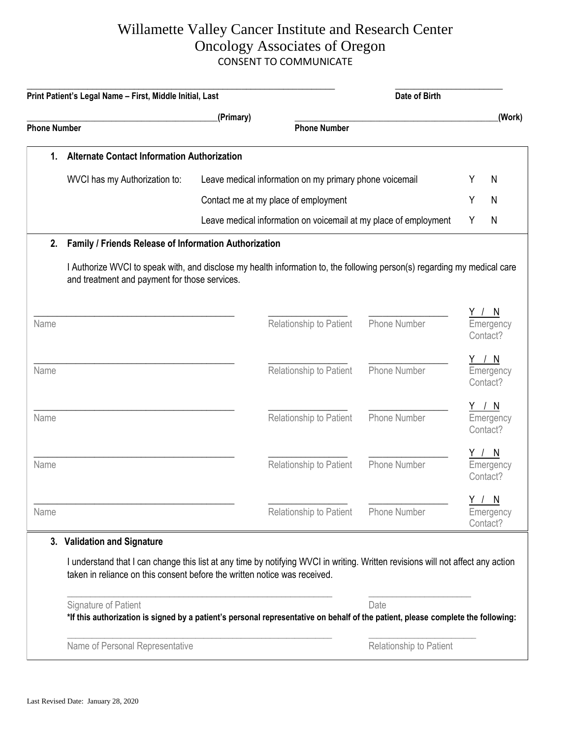# Willamette Valley Cancer Institute and Research Center
## Oncology Associates of Oregon
### CONSENT TO COMMUNICATE

_______________________________________________ _______________________

**Print Patient's Legal Name – First, Middle Initial, Last** **Date of Birth**

_______________________________________(Primary) _______________________________________(Work)

**Phone Number** **Phone Number**

**1. Alternate Contact Information Authorization**

| WVCI has my Authorization to: | | | |
|---|---|---|---|
| | Leave medical information on my primary phone voicemail | Y | N |
| | Contact me at my place of employment | Y | N |
| | Leave medical information on voicemail at my place of employment | Y | N |

**2. Family / Friends Release of Information Authorization**

I Authorize WVCI to speak with, and disclose my health information to, the following person(s) regarding my medical care and treatment and payment for those services.

| Name | Relationship to Patient | Phone Number | Emergency Contact? |
|---|---|---|---|
| | | | Y / N |
| | | | Y / N |
| | | | Y / N |
| | | | Y / N |
| | | | Y / N |

**3. Validation and Signature**

I understand that I can change this list at any time by notifying WVCI in writing. Written revisions will not affect any action taken in reliance on this consent before the written notice was received.

_______________________________________________ _______________________

Signature of Patient Date

**\*If this authorization is signed by a patient's personal representative on behalf of the patient, please complete the following:**

_______________________________________________ _______________________

Name of Personal Representative Relationship to Patient

Last Revised Date: January 28, 2020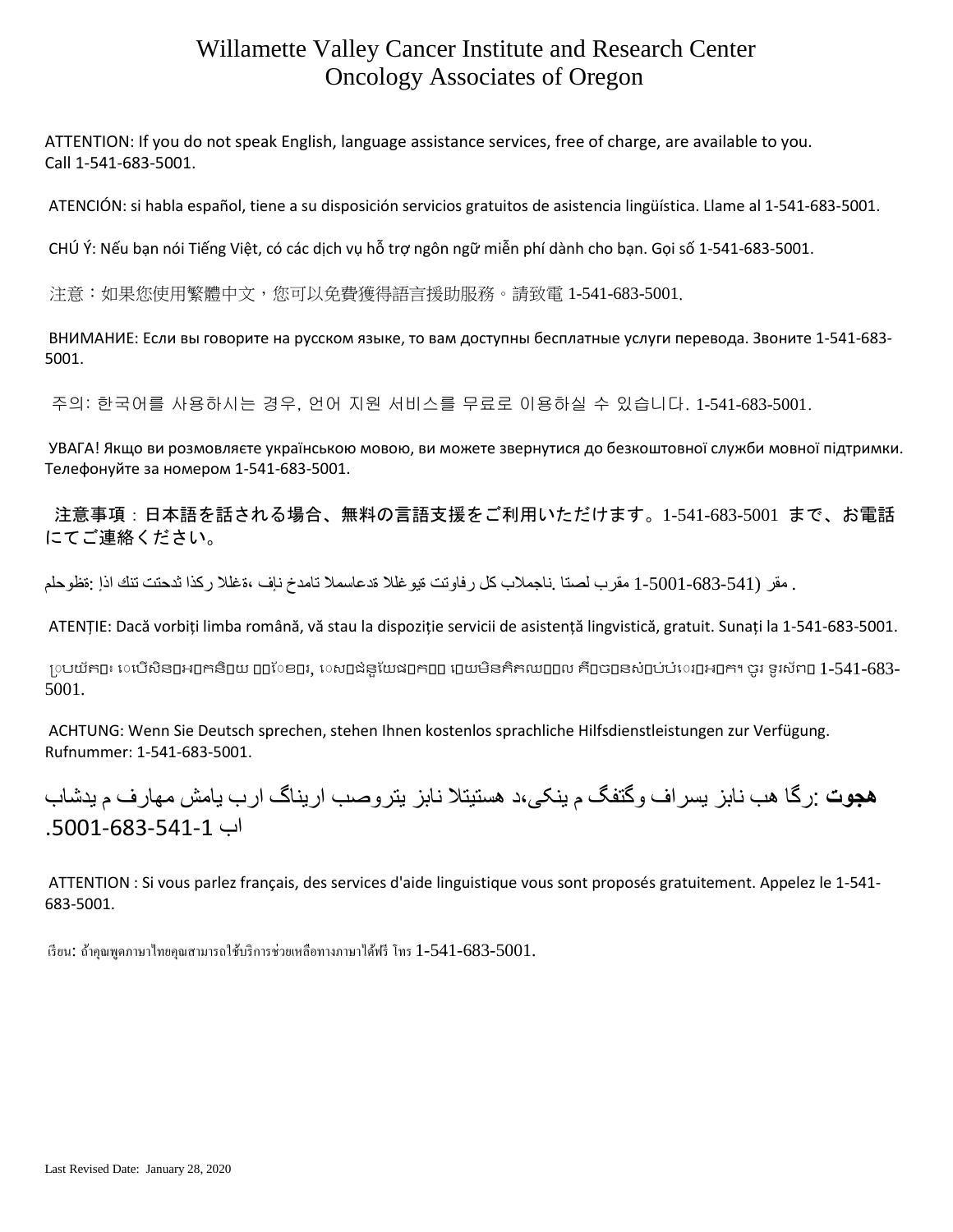# Willamette Valley Cancer Institute and Research Center
## Oncology Associates of Oregon

ATTENTION: If you do not speak English, language assistance services, free of charge, are available to you. Call 1-541-683-5001.

ATENCIÓN: si habla español, tiene a su disposición servicios gratuitos de asistencia lingüística. Llame al 1-541-683-5001.

CHÚ Ý: Nếu bạn nói Tiếng Việt, có các dịch vụ hỗ trợ ngôn ngữ miễn phí dành cho bạn. Gọi số 1-541-683-5001.

注意：如果您使用繁體中文，您可以免費獲得語言援助服務。請致電 1-541-683-5001.

ВНИМАНИЕ: Если вы говорите на русском языке, то вам доступны бесплатные услуги перевода. Звоните 1-541-683-5001.

주의: 한국어를 사용하시는 경우, 언어 지원 서비스를 무료로 이용하실 수 있습니다. 1-541-683-5001.

УВАГА! Якщо ви розмовляєте українською мовою, ви можете звернутися до безкоштовної служби мовної підтримки. Телефонуйте за номером 1-541-683-5001.

注意事項：日本語を話される場合、無料の言語支援をご利用いただけます。1-541-683-5001 まで、お電話にてご連絡ください。

ملحوظة: إذا كنت تتحدث اذكر اللغة، فإن خدمات المساعدة اللغوية تتوافر لك بالمجان. اتصل برقم 1-5001-683-541) رقم .

ATENȚIE: Dacă vorbiți limba română, vă stau la dispoziție servicii de asistență lingvistică, gratuit. Sunați la 1-541-683-5001.

ប្រយ័ត្ន៖ បើសិនជាអ្នកនិយាយ ភាសាខ្មែរ, សេវាជំនួយផ្នែកភាសា ដោយមិនគិតឈ្នួល គឺអាចមានសំរាប់បំរើអ្នក។ ចូរ ទូរស័ព្ទ 1-541-683-5001.

ACHTUNG: Wenn Sie Deutsch sprechen, stehen Ihnen kostenlos sprachliche Hilfsdienstleistungen zur Verfügung. Rufnummer: 1-541-683-5001.

**توجه**: اگر به زبان فارسی گفتگو می کنید، تسهیلات زبانی بصورت رایگان برای شما فراهم می باشد. با 1-541-683-5001.

ATTENTION : Si vous parlez français, des services d'aide linguistique vous sont proposés gratuitement. Appelez le 1-541-683-5001.

เรียน: ถ้าคุณพูดภาษาไทยคุณสามารถใช้บริการช่วยเหลือทางภาษาได้ฟรี โทร 1-541-683-5001.

Last Revised Date: January 28, 2020